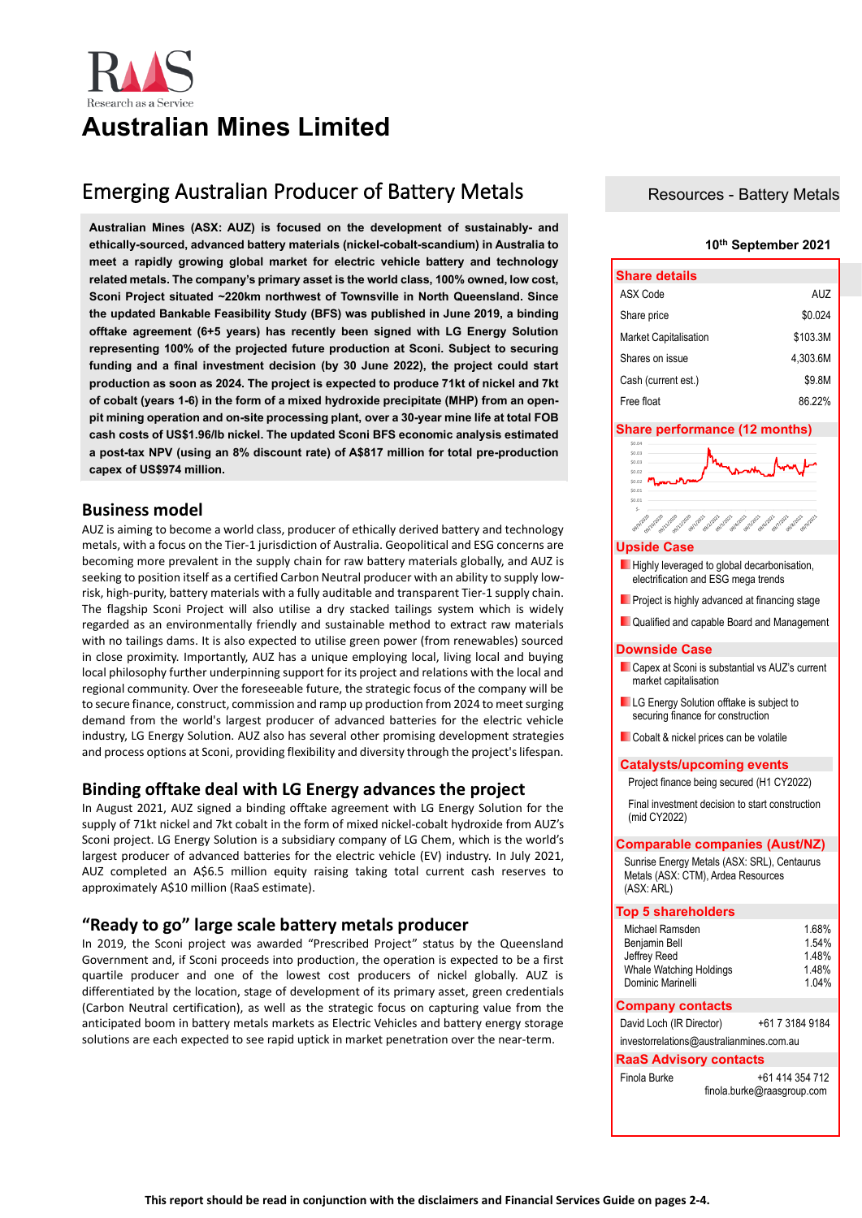# Australian Mines Limited

## Emerging Australian Producer of Battery Metals

Resources - Battery Metals

10th September 2021

**Australian Mines (ASX: AUZ) is focused on the development of sustainably- and ethically-sourced, advanced battery materials (nickel-cobalt-scandium) in Australia to meet a rapidly growing global market for electric vehicle battery and technology related metals. The company's primary asset is the world class, 100% owned, low cost, Sconi Project situated ~220km northwest of Townsville in North Queensland. Since the updated Bankable Feasibility Study (BFS) was published in June 2019, a binding offtake agreement (6+5 years) has recently been signed with LG Energy Solution representing 100% of the projected future production at Sconi. Subject to securing funding and a final investment decision (by 30 June 2022), the project could start production as soon as 2024. The project is expected to produce 71kt of nickel and 7kt of cobalt (years 1-6) in the form of a mixed hydroxide precipitate (MHP) from an open-pit mining operation and on-site processing plant, over a 30-year mine life at total FOB cash costs of US$1.96/lb nickel. The updated Sconi BFS economic analysis estimated a post-tax NPV (using an 8% discount rate) of A$817 million for total pre-production capex of US$974 million.**

## Business model

AUZ is aiming to become a world class, producer of ethically derived battery and technology metals, with a focus on the Tier-1 jurisdiction of Australia. Geopolitical and ESG concerns are becoming more prevalent in the supply chain for raw battery materials globally, and AUZ is seeking to position itself as a certified Carbon Neutral producer with an ability to supply low-risk, high-purity, battery materials with a fully auditable and transparent Tier-1 supply chain. The flagship Sconi Project will also utilise a dry stacked tailings system which is widely regarded as an environmentally friendly and sustainable method to extract raw materials with no tailings dams. It is also expected to utilise green power (from renewables) sourced in close proximity. Importantly, AUZ has a unique employing local, living local and buying local philosophy further underpinning support for its project and relations with the local and regional community. Over the foreseeable future, the strategic focus of the company will be to secure finance, construct, commission and ramp up production from 2024 to meet surging demand from the world's largest producer of advanced batteries for the electric vehicle industry, LG Energy Solution. AUZ also has several other promising development strategies and process options at Sconi, providing flexibility and diversity through the project's lifespan.

## Binding offtake deal with LG Energy advances the project

In August 2021, AUZ signed a binding offtake agreement with LG Energy Solution for the supply of 71kt nickel and 7kt cobalt in the form of mixed nickel-cobalt hydroxide from AUZ's Sconi project. LG Energy Solution is a subsidiary company of LG Chem, which is the world's largest producer of advanced batteries for the electric vehicle (EV) industry. In July 2021, AUZ completed an A$6.5 million equity raising taking total current cash reserves to approximately A$10 million (RaaS estimate).

## "Ready to go" large scale battery metals producer

In 2019, the Sconi project was awarded "Prescribed Project" status by the Queensland Government and, if Sconi proceeds into production, the operation is expected to be a first quartile producer and one of the lowest cost producers of nickel globally. AUZ is differentiated by the location, stage of development of its primary asset, green credentials (Carbon Neutral certification), as well as the strategic focus on capturing value from the anticipated boom in battery metals markets as Electric Vehicles and battery energy storage solutions are each expected to see rapid uptick in market penetration over the near-term.

### Share details

| | |
|---|---|
| ASX Code | AUZ |
| Share price | $0.024 |
| Market Capitalisation | $103.3M |
| Shares on issue | 4,303.6M |
| Cash (current est.) | $9.8M |
| Free float | 86.22% |

### Share performance (12 months)

### Upside Case

- Highly leveraged to global decarbonisation, electrification and ESG mega trends
- Project is highly advanced at financing stage
- Qualified and capable Board and Management

### Downside Case

- Capex at Sconi is substantial vs AUZ's current market capitalisation
- LG Energy Solution offtake is subject to securing finance for construction
- Cobalt & nickel prices can be volatile

### Catalysts/upcoming events

Project finance being secured (H1 CY2022)

Final investment decision to start construction (mid CY2022)

### Comparable companies (Aust/NZ)

Sunrise Energy Metals (ASX: SRL), Centaurus Metals (ASX: CTM), Ardea Resources (ASX: ARL)

### Top 5 shareholders

| | |
|---|---|
| Michael Ramsden | 1.68% |
| Benjamin Bell | 1.54% |
| Jeffrey Reed | 1.48% |
| Whale Watching Holdings | 1.48% |
| Dominic Marinelli | 1.04% |

### Company contacts

David Loch (IR Director) +61 7 3184 9184

investorrelations@australianmines.com.au

### RaaS Advisory contacts

Finola Burke +61 414 354 712

finola.burke@raasgroup.com

**This report should be read in conjunction with the disclaimers and Financial Services Guide on pages 2-4.**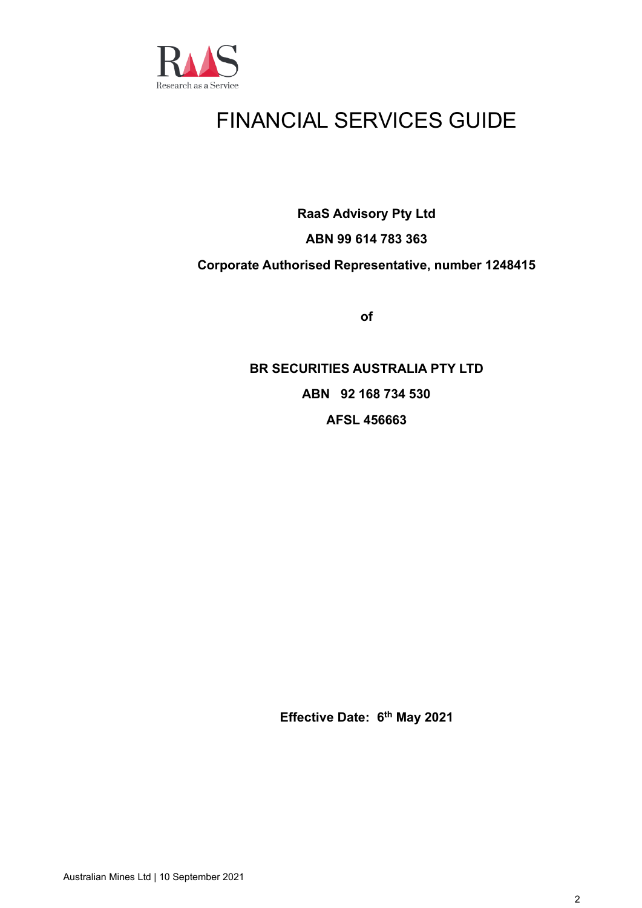# FINANCIAL SERVICES GUIDE

**RaaS Advisory Pty Ltd**

**ABN 99 614 783 363**

**Corporate Authorised Representative, number 1248415**

**of**

**BR SECURITIES AUSTRALIA PTY LTD**

**ABN 92 168 734 530**

**AFSL 456663**

**Effective Date: 6th May 2021**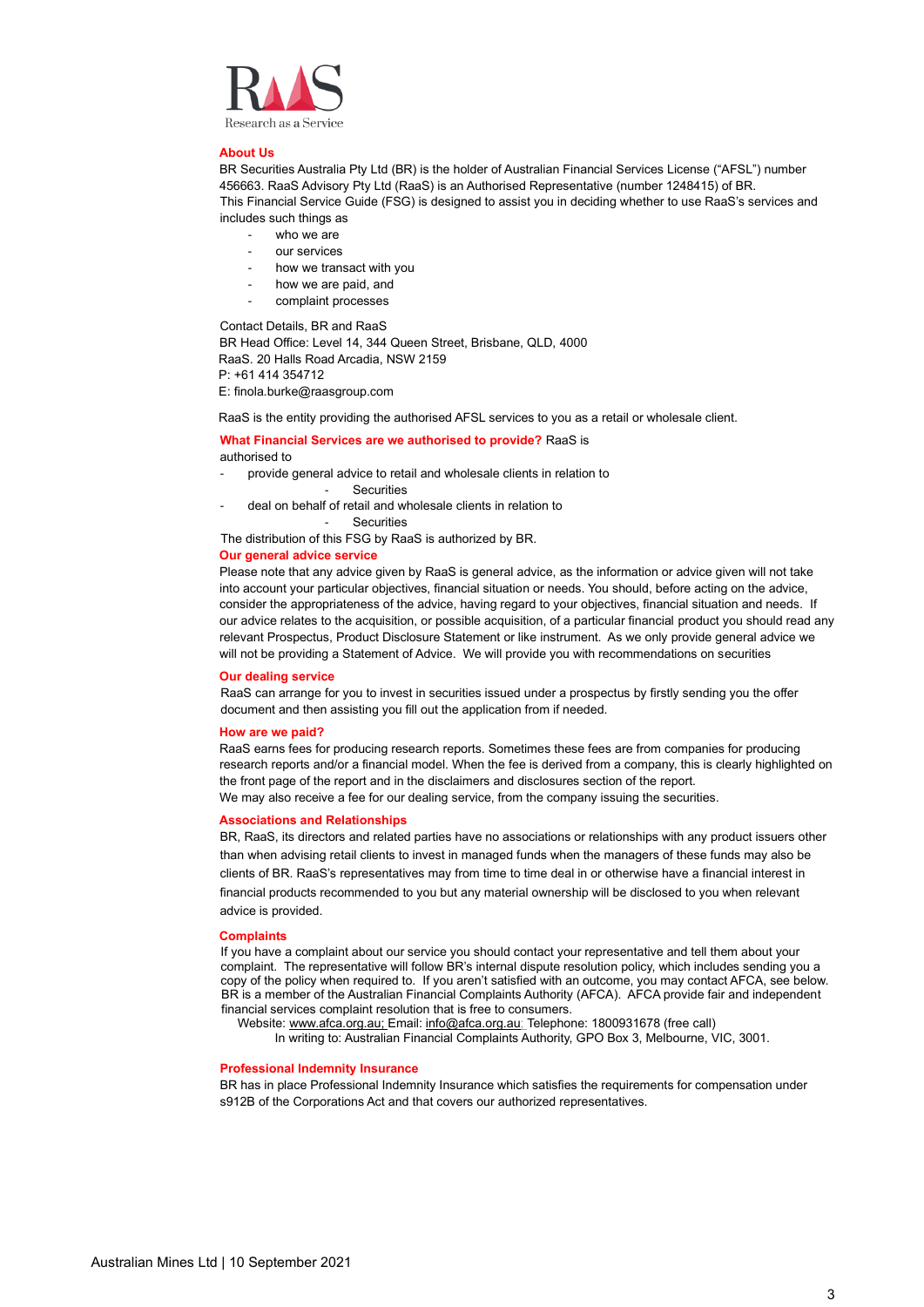RaaS

Research as a Service

## About Us

BR Securities Australia Pty Ltd (BR) is the holder of Australian Financial Services License ("AFSL") number 456663. RaaS Advisory Pty Ltd (RaaS) is an Authorised Representative (number 1248415) of BR.
This Financial Service Guide (FSG) is designed to assist you in deciding whether to use RaaS's services and includes such things as

- who we are
- our services
- how we transact with you
- how we are paid, and
- complaint processes

Contact Details, BR and RaaS
BR Head Office: Level 14, 344 Queen Street, Brisbane, QLD, 4000
RaaS. 20 Halls Road Arcadia, NSW 2159
P: +61 414 354712
E: finola.burke@raasgroup.com

RaaS is the entity providing the authorised AFSL services to you as a retail or wholesale client.

## What Financial Services are we authorised to provide?

RaaS is authorised to

- provide general advice to retail and wholesale clients in relation to
  - Securities
- deal on behalf of retail and wholesale clients in relation to
  - Securities

The distribution of this FSG by RaaS is authorized by BR.

## Our general advice service

Please note that any advice given by RaaS is general advice, as the information or advice given will not take into account your particular objectives, financial situation or needs. You should, before acting on the advice, consider the appropriateness of the advice, having regard to your objectives, financial situation and needs. If our advice relates to the acquisition, or possible acquisition, of a particular financial product you should read any relevant Prospectus, Product Disclosure Statement or like instrument. As we only provide general advice we will not be providing a Statement of Advice. We will provide you with recommendations on securities

## Our dealing service

RaaS can arrange for you to invest in securities issued under a prospectus by firstly sending you the offer document and then assisting you fill out the application from if needed.

## How are we paid?

RaaS earns fees for producing research reports. Sometimes these fees are from companies for producing research reports and/or a financial model. When the fee is derived from a company, this is clearly highlighted on the front page of the report and in the disclaimers and disclosures section of the report.
We may also receive a fee for our dealing service, from the company issuing the securities.

## Associations and Relationships

BR, RaaS, its directors and related parties have no associations or relationships with any product issuers other than when advising retail clients to invest in managed funds when the managers of these funds may also be clients of BR. RaaS's representatives may from time to time deal in or otherwise have a financial interest in financial products recommended to you but any material ownership will be disclosed to you when relevant advice is provided.

## Complaints

If you have a complaint about our service you should contact your representative and tell them about your complaint. The representative will follow BR's internal dispute resolution policy, which includes sending you a copy of the policy when required to. If you aren't satisfied with an outcome, you may contact AFCA, see below. BR is a member of the Australian Financial Complaints Authority (AFCA). AFCA provide fair and independent financial services complaint resolution that is free to consumers.
Website: www.afca.org.au; Email: info@afca.org.au; Telephone: 1800931678 (free call)
In writing to: Australian Financial Complaints Authority, GPO Box 3, Melbourne, VIC, 3001.

## Professional Indemnity Insurance

BR has in place Professional Indemnity Insurance which satisfies the requirements for compensation under s912B of the Corporations Act and that covers our authorized representatives.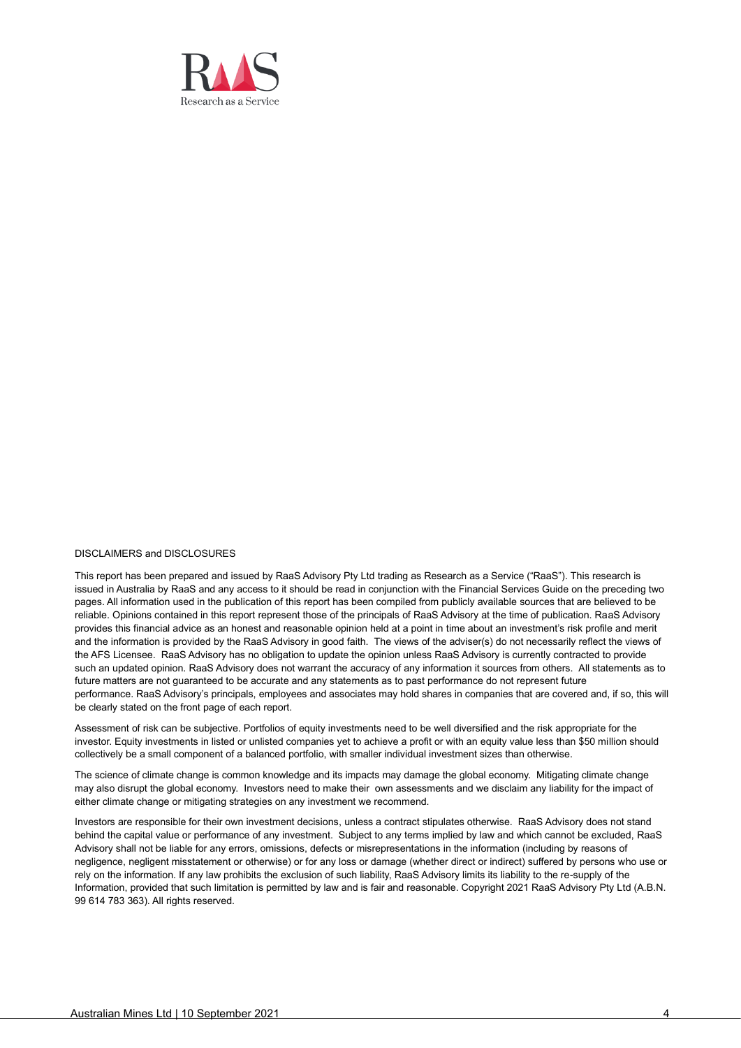DISCLAIMERS and DISCLOSURES

This report has been prepared and issued by RaaS Advisory Pty Ltd trading as Research as a Service ("RaaS"). This research is issued in Australia by RaaS and any access to it should be read in conjunction with the Financial Services Guide on the preceding two pages. All information used in the publication of this report has been compiled from publicly available sources that are believed to be reliable. Opinions contained in this report represent those of the principals of RaaS Advisory at the time of publication. RaaS Advisory provides this financial advice as an honest and reasonable opinion held at a point in time about an investment's risk profile and merit and the information is provided by the RaaS Advisory in good faith. The views of the adviser(s) do not necessarily reflect the views of the AFS Licensee. RaaS Advisory has no obligation to update the opinion unless RaaS Advisory is currently contracted to provide such an updated opinion. RaaS Advisory does not warrant the accuracy of any information it sources from others. All statements as to future matters are not guaranteed to be accurate and any statements as to past performance do not represent future performance. RaaS Advisory's principals, employees and associates may hold shares in companies that are covered and, if so, this will be clearly stated on the front page of each report.

Assessment of risk can be subjective. Portfolios of equity investments need to be well diversified and the risk appropriate for the investor. Equity investments in listed or unlisted companies yet to achieve a profit or with an equity value less than $50 million should collectively be a small component of a balanced portfolio, with smaller individual investment sizes than otherwise.

The science of climate change is common knowledge and its impacts may damage the global economy. Mitigating climate change may also disrupt the global economy. Investors need to make their own assessments and we disclaim any liability for the impact of either climate change or mitigating strategies on any investment we recommend.

Investors are responsible for their own investment decisions, unless a contract stipulates otherwise. RaaS Advisory does not stand behind the capital value or performance of any investment. Subject to any terms implied by law and which cannot be excluded, RaaS Advisory shall not be liable for any errors, omissions, defects or misrepresentations in the information (including by reasons of negligence, negligent misstatement or otherwise) or for any loss or damage (whether direct or indirect) suffered by persons who use or rely on the information. If any law prohibits the exclusion of such liability, RaaS Advisory limits its liability to the re-supply of the Information, provided that such limitation is permitted by law and is fair and reasonable. Copyright 2021 RaaS Advisory Pty Ltd (A.B.N. 99 614 783 363). All rights reserved.